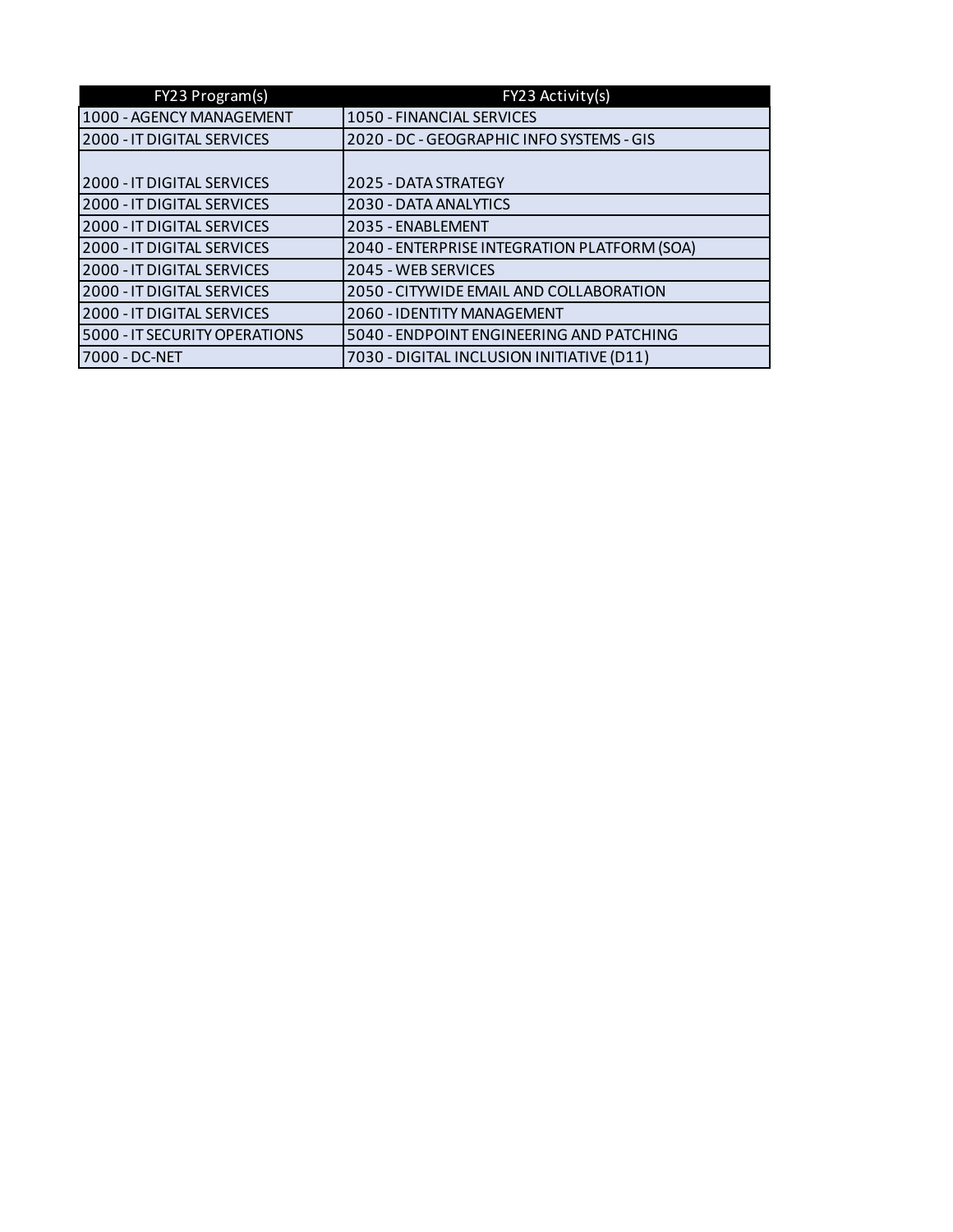| FY23 Program(s) | FY23 Activity(s) |
| --- | --- |
| 1000 - AGENCY MANAGEMENT | 1050 - FINANCIAL SERVICES |
| 2000 - IT DIGITAL SERVICES | 2020 - DC - GEOGRAPHIC INFO SYSTEMS - GIS |
| 2000 - IT DIGITAL SERVICES | 2025 - DATA STRATEGY |
| 2000 - IT DIGITAL SERVICES | 2030 - DATA ANALYTICS |
| 2000 - IT DIGITAL SERVICES | 2035 - ENABLEMENT |
| 2000 - IT DIGITAL SERVICES | 2040 - ENTERPRISE INTEGRATION PLATFORM (SOA) |
| 2000 - IT DIGITAL SERVICES | 2045 - WEB SERVICES |
| 2000 - IT DIGITAL SERVICES | 2050 - CITYWIDE EMAIL AND COLLABORATION |
| 2000 - IT DIGITAL SERVICES | 2060 - IDENTITY MANAGEMENT |
| 5000 - IT SECURITY OPERATIONS | 5040 - ENDPOINT ENGINEERING AND PATCHING |
| 7000 - DC-NET | 7030 - DIGITAL INCLUSION INITIATIVE (D11) |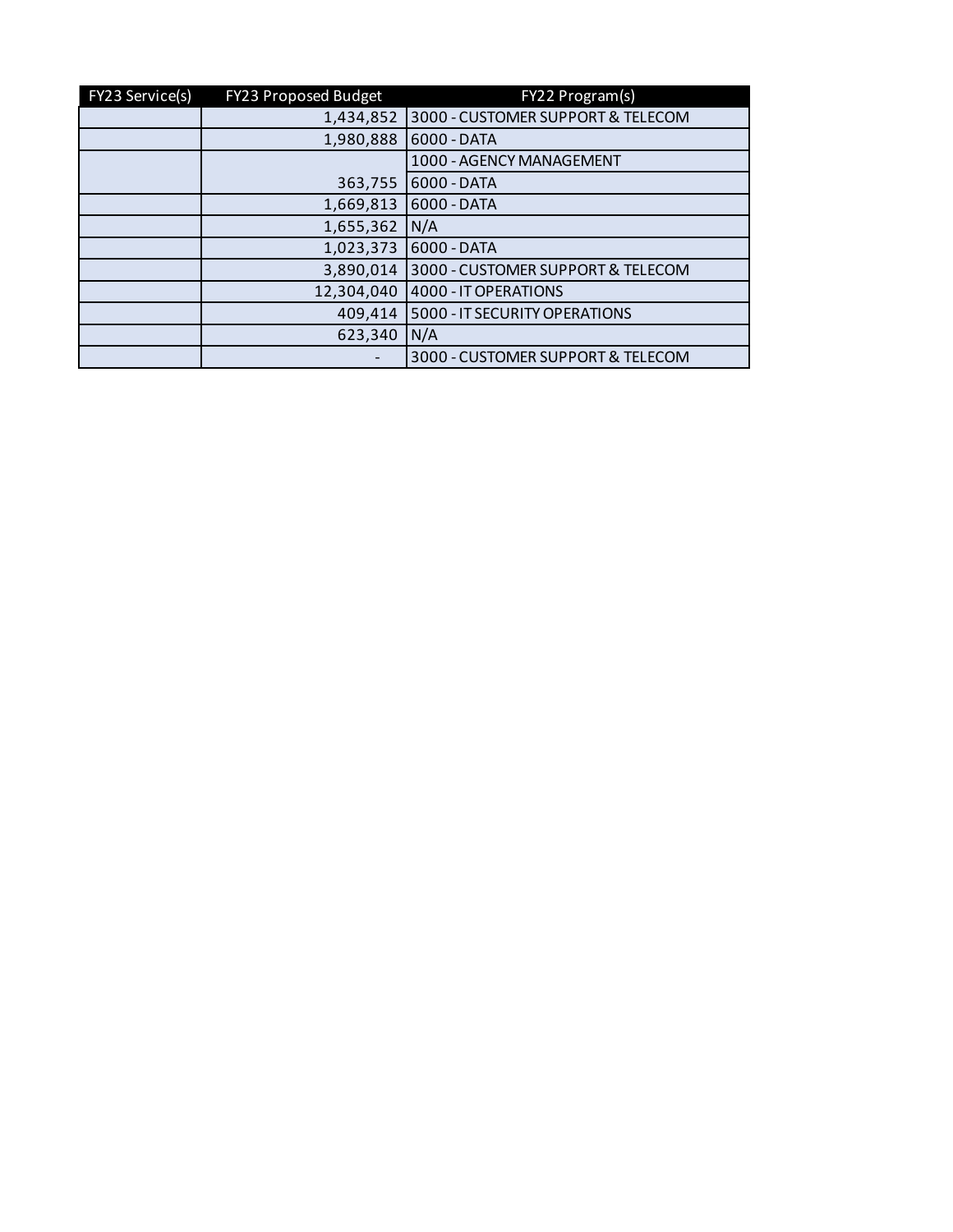| FY23 Service(s) | FY23 Proposed Budget | FY22 Program(s) |
|---|---|---|
| | 1,434,852 | 3000 - CUSTOMER SUPPORT & TELECOM |
| | 1,980,888 | 6000 - DATA |
| | | 1000 - AGENCY MANAGEMENT |
| | 363,755 | 6000 - DATA |
| | 1,669,813 | 6000 - DATA |
| | 1,655,362 | N/A |
| | 1,023,373 | 6000 - DATA |
| | 3,890,014 | 3000 - CUSTOMER SUPPORT & TELECOM |
| | 12,304,040 | 4000 - IT OPERATIONS |
| | 409,414 | 5000 - IT SECURITY OPERATIONS |
| | 623,340 | N/A |
| | - | 3000 - CUSTOMER SUPPORT & TELECOM |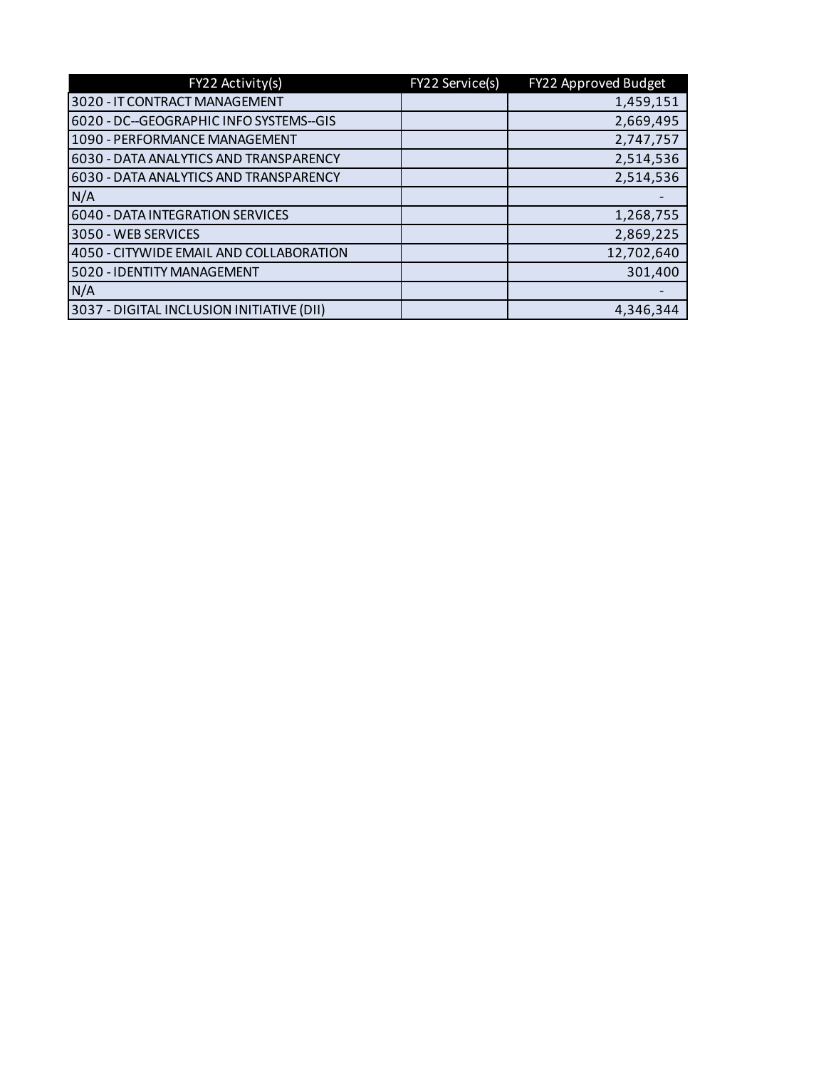| FY22 Activity(s) | FY22 Service(s) | FY22 Approved Budget |
|---|---|---|
| 3020 - IT CONTRACT MANAGEMENT | | 1,459,151 |
| 6020 - DC--GEOGRAPHIC INFO SYSTEMS--GIS | | 2,669,495 |
| 1090 - PERFORMANCE MANAGEMENT | | 2,747,757 |
| 6030 - DATA ANALYTICS AND TRANSPARENCY | | 2,514,536 |
| 6030 - DATA ANALYTICS AND TRANSPARENCY | | 2,514,536 |
| N/A | | - |
| 6040 - DATA INTEGRATION SERVICES | | 1,268,755 |
| 3050 - WEB SERVICES | | 2,869,225 |
| 4050 - CITYWIDE EMAIL AND COLLABORATION | | 12,702,640 |
| 5020 - IDENTITY MANAGEMENT | | 301,400 |
| N/A | | - |
| 3037 - DIGITAL INCLUSION INITIATIVE (DII) | | 4,346,344 |